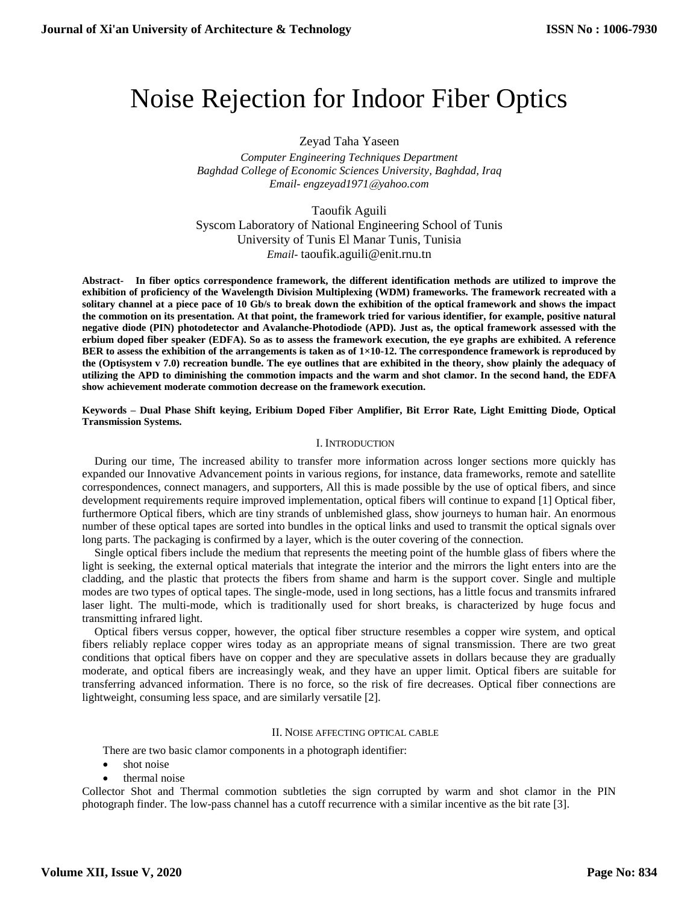# Noise Rejection for Indoor Fiber Optics

Zeyad Taha Yaseen

*Computer Engineering Techniques Department*
*Baghdad College of Economic Sciences University, Baghdad, Iraq*
*Email- engzeyad1971@yahoo.com*

Taoufik Aguili

Syscom Laboratory of National Engineering School of Tunis
University of Tunis El Manar Tunis, Tunisia
*Email-* taoufik.aguili@enit.rnu.tn

**Abstract- In fiber optics correspondence framework, the different identification methods are utilized to improve the exhibition of proficiency of the Wavelength Division Multiplexing (WDM) frameworks. The framework recreated with a solitary channel at a piece pace of 10 Gb/s to break down the exhibition of the optical framework and shows the impact the commotion on its presentation. At that point, the framework tried for various identifier, for example, positive natural negative diode (PIN) photodetector and Avalanche-Photodiode (APD). Just as, the optical framework assessed with the erbium doped fiber speaker (EDFA). So as to assess the framework execution, the eye graphs are exhibited. A reference BER to assess the exhibition of the arrangements is taken as of 1×10-12. The correspondence framework is reproduced by the (Optisystem v 7.0) recreation bundle. The eye outlines that are exhibited in the theory, show plainly the adequacy of utilizing the APD to diminishing the commotion impacts and the warm and shot clamor. In the second hand, the EDFA show achievement moderate commotion decrease on the framework execution.**

**Keywords – Dual Phase Shift keying, Eribium Doped Fiber Amplifier, Bit Error Rate, Light Emitting Diode, Optical Transmission Systems.**

## I. Introduction

During our time, The increased ability to transfer more information across longer sections more quickly has expanded our Innovative Advancement points in various regions, for instance, data frameworks, remote and satellite correspondences, connect managers, and supporters, All this is made possible by the use of optical fibers, and since development requirements require improved implementation, optical fibers will continue to expand [1] Optical fiber, furthermore Optical fibers, which are tiny strands of unblemished glass, show journeys to human hair. An enormous number of these optical tapes are sorted into bundles in the optical links and used to transmit the optical signals over long parts. The packaging is confirmed by a layer, which is the outer covering of the connection.

Single optical fibers include the medium that represents the meeting point of the humble glass of fibers where the light is seeking, the external optical materials that integrate the interior and the mirrors the light enters into are the cladding, and the plastic that protects the fibers from shame and harm is the support cover. Single and multiple modes are two types of optical tapes. The single-mode, used in long sections, has a little focus and transmits infrared laser light. The multi-mode, which is traditionally used for short breaks, is characterized by huge focus and transmitting infrared light.

Optical fibers versus copper, however, the optical fiber structure resembles a copper wire system, and optical fibers reliably replace copper wires today as an appropriate means of signal transmission. There are two great conditions that optical fibers have on copper and they are speculative assets in dollars because they are gradually moderate, and optical fibers are increasingly weak, and they have an upper limit. Optical fibers are suitable for transferring advanced information. There is no force, so the risk of fire decreases. Optical fiber connections are lightweight, consuming less space, and are similarly versatile [2].

## II. Noise affecting optical cable

There are two basic clamor components in a photograph identifier:

- shot noise
- thermal noise

Collector Shot and Thermal commotion subtleties the sign corrupted by warm and shot clamor in the PIN photograph finder. The low-pass channel has a cutoff recurrence with a similar incentive as the bit rate [3].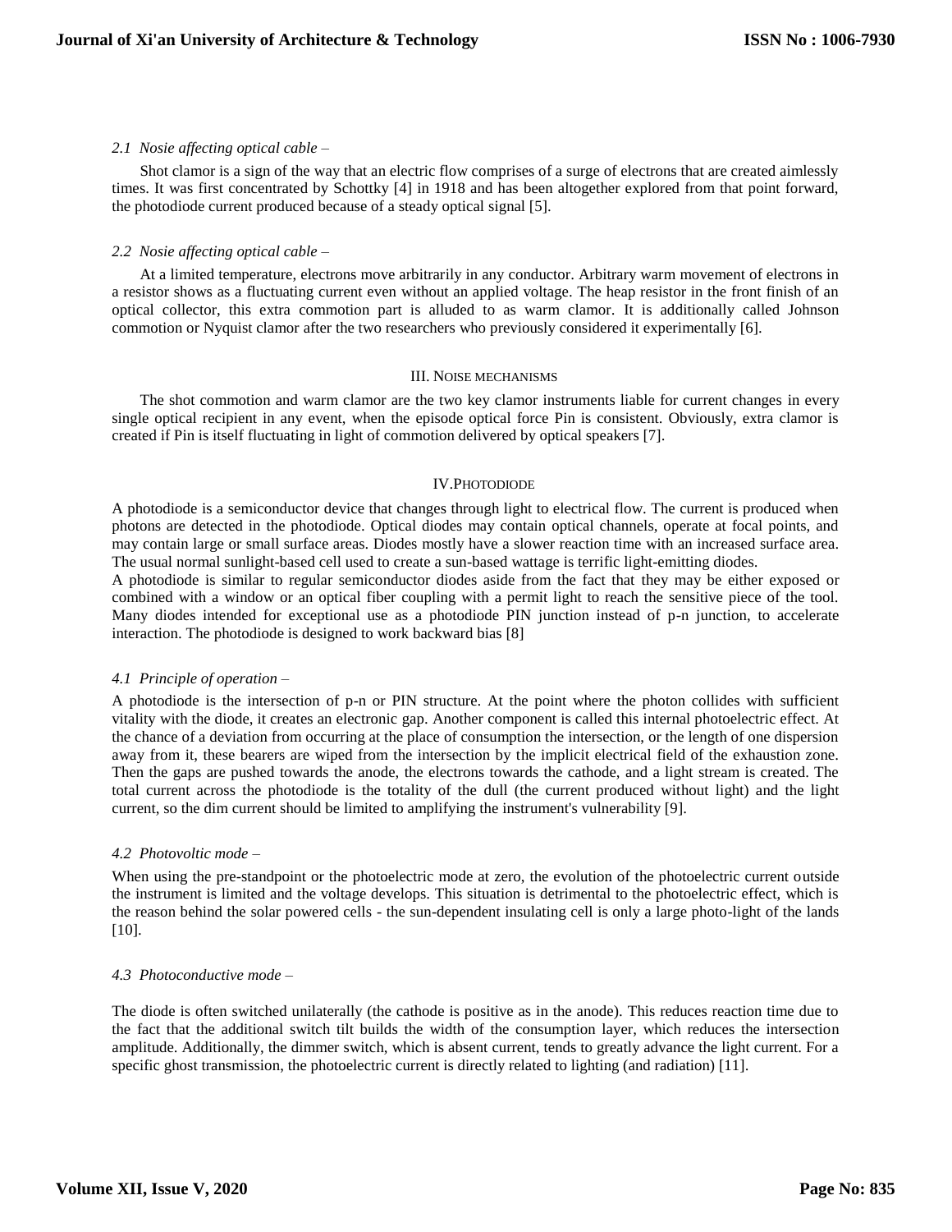### *2.1 Nosie affecting optical cable –*

Shot clamor is a sign of the way that an electric flow comprises of a surge of electrons that are created aimlessly times. It was first concentrated by Schottky [4] in 1918 and has been altogether explored from that point forward, the photodiode current produced because of a steady optical signal [5].

### *2.2 Nosie affecting optical cable –*

At a limited temperature, electrons move arbitrarily in any conductor. Arbitrary warm movement of electrons in a resistor shows as a fluctuating current even without an applied voltage. The heap resistor in the front finish of an optical collector, this extra commotion part is alluded to as warm clamor. It is additionally called Johnson commotion or Nyquist clamor after the two researchers who previously considered it experimentally [6].

## III. NOISE MECHANISMS

The shot commotion and warm clamor are the two key clamor instruments liable for current changes in every single optical recipient in any event, when the episode optical force Pin is consistent. Obviously, extra clamor is created if Pin is itself fluctuating in light of commotion delivered by optical speakers [7].

## IV.PHOTODIODE

A photodiode is a semiconductor device that changes through light to electrical flow. The current is produced when photons are detected in the photodiode. Optical diodes may contain optical channels, operate at focal points, and may contain large or small surface areas. Diodes mostly have a slower reaction time with an increased surface area. The usual normal sunlight-based cell used to create a sun-based wattage is terrific light-emitting diodes.

A photodiode is similar to regular semiconductor diodes aside from the fact that they may be either exposed or combined with a window or an optical fiber coupling with a permit light to reach the sensitive piece of the tool. Many diodes intended for exceptional use as a photodiode PIN junction instead of p-n junction, to accelerate interaction. The photodiode is designed to work backward bias [8]

### *4.1 Principle of operation –*

A photodiode is the intersection of p-n or PIN structure. At the point where the photon collides with sufficient vitality with the diode, it creates an electronic gap. Another component is called this internal photoelectric effect. At the chance of a deviation from occurring at the place of consumption the intersection, or the length of one dispersion away from it, these bearers are wiped from the intersection by the implicit electrical field of the exhaustion zone. Then the gaps are pushed towards the anode, the electrons towards the cathode, and a light stream is created. The total current across the photodiode is the totality of the dull (the current produced without light) and the light current, so the dim current should be limited to amplifying the instrument's vulnerability [9].

### *4.2 Photovoltic mode –*

When using the pre-standpoint or the photoelectric mode at zero, the evolution of the photoelectric current outside the instrument is limited and the voltage develops. This situation is detrimental to the photoelectric effect, which is the reason behind the solar powered cells - the sun-dependent insulating cell is only a large photo-light of the lands [10].

### *4.3 Photoconductive mode –*

The diode is often switched unilaterally (the cathode is positive as in the anode). This reduces reaction time due to the fact that the additional switch tilt builds the width of the consumption layer, which reduces the intersection amplitude. Additionally, the dimmer switch, which is absent current, tends to greatly advance the light current. For a specific ghost transmission, the photoelectric current is directly related to lighting (and radiation) [11].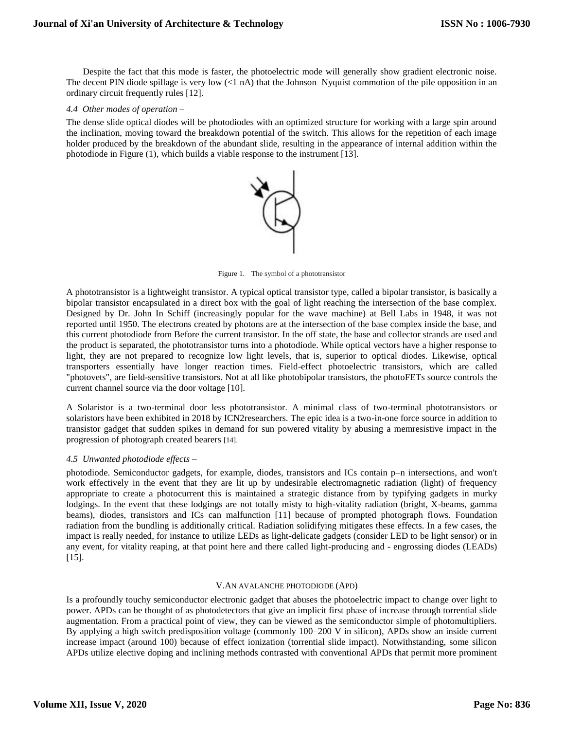Despite the fact that this mode is faster, the photoelectric mode will generally show gradient electronic noise. The decent PIN diode spillage is very low (<1 nA) that the Johnson–Nyquist commotion of the pile opposition in an ordinary circuit frequently rules [12].

*4.4 Other modes of operation –*

The dense slide optical diodes will be photodiodes with an optimized structure for working with a large spin around the inclination, moving toward the breakdown potential of the switch. This allows for the repetition of each image holder produced by the breakdown of the abundant slide, resulting in the appearance of internal addition within the photodiode in Figure (1), which builds a viable response to the instrument [13].

Figure 1. The symbol of a phototransistor

A phototransistor is a lightweight transistor. A typical optical transistor type, called a bipolar transistor, is basically a bipolar transistor encapsulated in a direct box with the goal of light reaching the intersection of the base complex. Designed by Dr. John In Schiff (increasingly popular for the wave machine) at Bell Labs in 1948, it was not reported until 1950. The electrons created by photons are at the intersection of the base complex inside the base, and this current photodiode from Before the current transistor. In the off state, the base and collector strands are used and the product is separated, the phototransistor turns into a photodiode. While optical vectors have a higher response to light, they are not prepared to recognize low light levels, that is, superior to optical diodes. Likewise, optical transporters essentially have longer reaction times. Field-effect photoelectric transistors, which are called "photovets", are field-sensitive transistors. Not at all like photobipolar transistors, the photoFETs source controls the current channel source via the door voltage [10].

A Solaristor is a two-terminal door less phototransistor. A minimal class of two-terminal phototransistors or solaristors have been exhibited in 2018 by ICN2researchers. The epic idea is a two-in-one force source in addition to transistor gadget that sudden spikes in demand for sun powered vitality by abusing a memresistive impact in the progression of photograph created bearers [14].

*4.5 Unwanted photodiode effects –*

photodiode. Semiconductor gadgets, for example, diodes, transistors and ICs contain p–n intersections, and won't work effectively in the event that they are lit up by undesirable electromagnetic radiation (light) of frequency appropriate to create a photocurrent this is maintained a strategic distance from by typifying gadgets in murky lodgings. In the event that these lodgings are not totally misty to high-vitality radiation (bright, X-beams, gamma beams), diodes, transistors and ICs can malfunction [11] because of prompted photograph flows. Foundation radiation from the bundling is additionally critical. Radiation solidifying mitigates these effects. In a few cases, the impact is really needed, for instance to utilize LEDs as light-delicate gadgets (consider LED to be light sensor) or in any event, for vitality reaping, at that point here and there called light-producing and - engrossing diodes (LEADs) [15].

## V. AN AVALANCHE PHOTODIODE (APD)

Is a profoundly touchy semiconductor electronic gadget that abuses the photoelectric impact to change over light to power. APDs can be thought of as photodetectors that give an implicit first phase of increase through torrential slide augmentation. From a practical point of view, they can be viewed as the semiconductor simple of photomultipliers. By applying a high switch predisposition voltage (commonly 100–200 V in silicon), APDs show an inside current increase impact (around 100) because of effect ionization (torrential slide impact). Notwithstanding, some silicon APDs utilize elective doping and inclining methods contrasted with conventional APDs that permit more prominent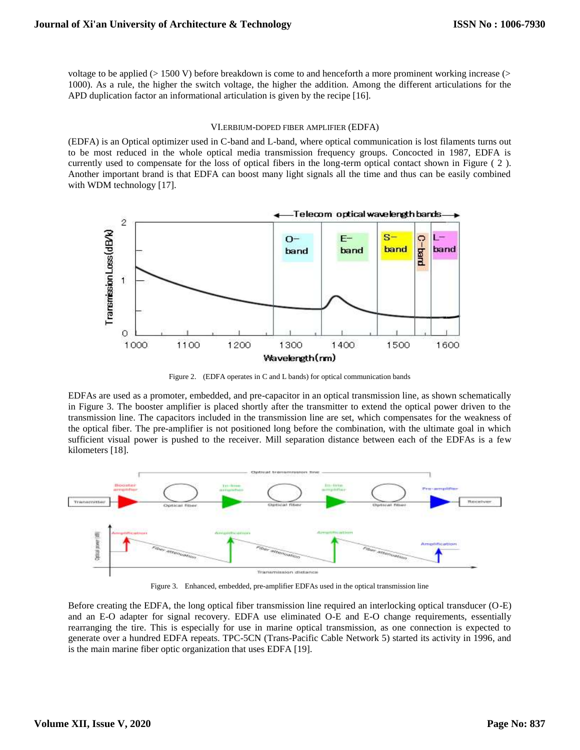voltage to be applied (> 1500 V) before breakdown is come to and henceforth a more prominent working increase (> 1000). As a rule, the higher the switch voltage, the higher the addition. Among the different articulations for the APD duplication factor an informational articulation is given by the recipe [16].

## VI.ERBIUM-DOPED FIBER AMPLIFIER (EDFA)

(EDFA) is an Optical optimizer used in C-band and L-band, where optical communication is lost filaments turns out to be most reduced in the whole optical media transmission frequency groups. Concocted in 1987, EDFA is currently used to compensate for the loss of optical fibers in the long-term optical contact shown in Figure ( 2 ). Another important brand is that EDFA can boost many light signals all the time and thus can be easily combined with WDM technology [17].

Figure 2. (EDFA operates in C and L bands) for optical communication bands

EDFAs are used as a promoter, embedded, and pre-capacitor in an optical transmission line, as shown schematically in Figure 3. The booster amplifier is placed shortly after the transmitter to extend the optical power driven to the transmission line. The capacitors included in the transmission line are set, which compensates for the weakness of the optical fiber. The pre-amplifier is not positioned long before the combination, with the ultimate goal in which sufficient visual power is pushed to the receiver. Mill separation distance between each of the EDFAs is a few kilometers [18].

Figure 3. Enhanced, embedded, pre-amplifier EDFAs used in the optical transmission line

Before creating the EDFA, the long optical fiber transmission line required an interlocking optical transducer (O-E) and an E-O adapter for signal recovery. EDFA use eliminated O-E and E-O change requirements, essentially rearranging the tire. This is especially for use in marine optical transmission, as one connection is expected to generate over a hundred EDFA repeats. TPC-5CN (Trans-Pacific Cable Network 5) started its activity in 1996, and is the main marine fiber optic organization that uses EDFA [19].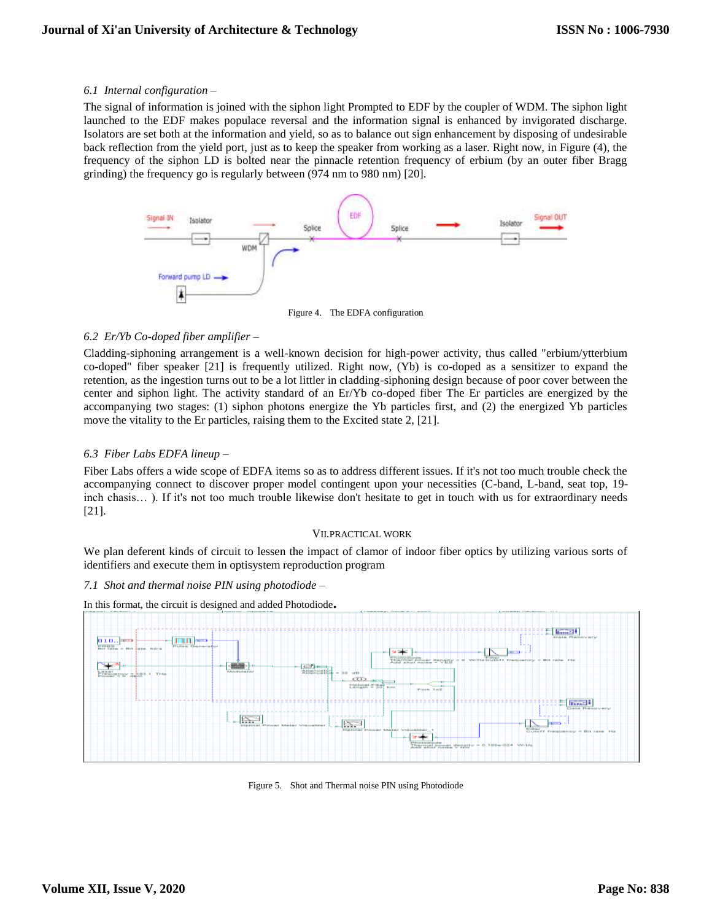*6.1 Internal configuration –*

The signal of information is joined with the siphon light Prompted to EDF by the coupler of WDM. The siphon light launched to the EDF makes populace reversal and the information signal is enhanced by invigorated discharge. Isolators are set both at the information and yield, so as to balance out sign enhancement by disposing of undesirable back reflection from the yield port, just as to keep the speaker from working as a laser. Right now, in Figure (4), the frequency of the siphon LD is bolted near the pinnacle retention frequency of erbium (by an outer fiber Bragg grinding) the frequency go is regularly between (974 nm to 980 nm) [20].

Figure 4. The EDFA configuration

*6.2 Er/Yb Co-doped fiber amplifier –*

Cladding-siphoning arrangement is a well-known decision for high-power activity, thus called "erbium/ytterbium co-doped" fiber speaker [21] is frequently utilized. Right now, (Yb) is co-doped as a sensitizer to expand the retention, as the ingestion turns out to be a lot littler in cladding-siphoning design because of poor cover between the center and siphon light. The activity standard of an Er/Yb co-doped fiber The Er particles are energized by the accompanying two stages: (1) siphon photons energize the Yb particles first, and (2) the energized Yb particles move the vitality to the Er particles, raising them to the Excited state 2, [21].

*6.3 Fiber Labs EDFA lineup –*

Fiber Labs offers a wide scope of EDFA items so as to address different issues. If it's not too much trouble check the accompanying connect to discover proper model contingent upon your necessities (C-band, L-band, seat top, 19-inch chasis… ). If it's not too much trouble likewise don't hesitate to get in touch with us for extraordinary needs [21].

## VII.PRACTICAL WORK

We plan deferent kinds of circuit to lessen the impact of clamor of indoor fiber optics by utilizing various sorts of identifiers and execute them in optisystem reproduction program

*7.1 Shot and thermal noise PIN using photodiode –*

In this format, the circuit is designed and added Photodiode**.**

Figure 5. Shot and Thermal noise PIN using Photodiode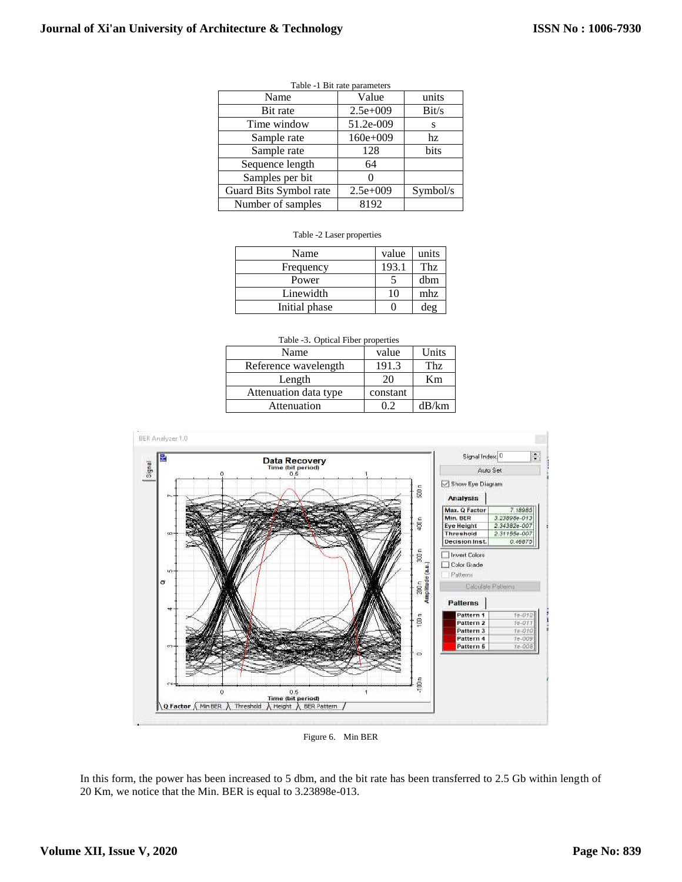Table -1 Bit rate parameters

| Name | Value | units |
| --- | --- | --- |
| Bit rate | 2.5e+009 | Bit/s |
| Time window | 51.2e-009 | s |
| Sample rate | 160e+009 | hz |
| Sample rate | 128 | bits |
| Sequence length | 64 | |
| Samples per bit | 0 | |
| Guard Bits Symbol rate | 2.5e+009 | Symbol/s |
| Number of samples | 8192 | |

Table -2 Laser properties

| Name | value | units |
| --- | --- | --- |
| Frequency | 193.1 | Thz |
| Power | 5 | dbm |
| Linewidth | 10 | mhz |
| Initial phase | 0 | deg |

Table -3. Optical Fiber properties

| Name | value | Units |
| --- | --- | --- |
| Reference wavelength | 191.3 | Thz |
| Length | 20 | Km |
| Attenuation data type | constant | |
| Attenuation | 0.2 | dB/km |

Figure 6. Min BER

In this form, the power has been increased to 5 dbm, and the bit rate has been transferred to 2.5 Gb within length of 20 Km, we notice that the Min. BER is equal to 3.23898e-013.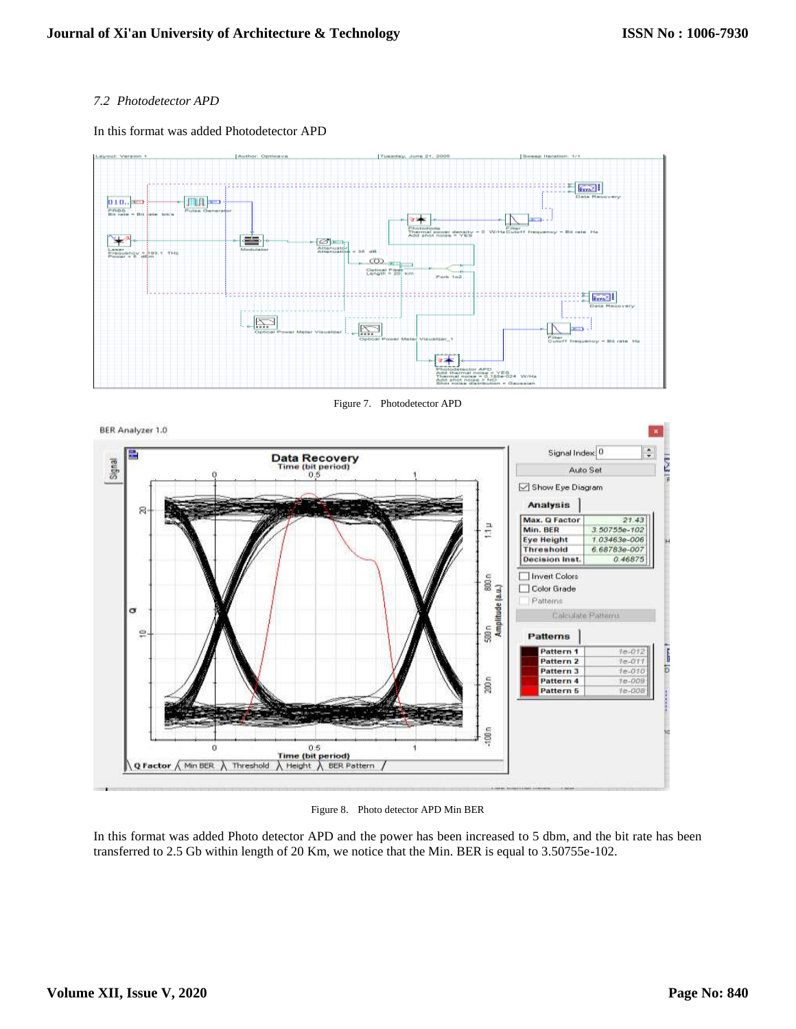*7.2 Photodetector APD*

In this format was added Photodetector APD

Figure 7. Photodetector APD

Figure 8. Photo detector APD Min BER

In this format was added Photo detector APD and the power has been increased to 5 dbm, and the bit rate has been transferred to 2.5 Gb within length of 20 Km, we notice that the Min. BER is equal to 3.50755e-102.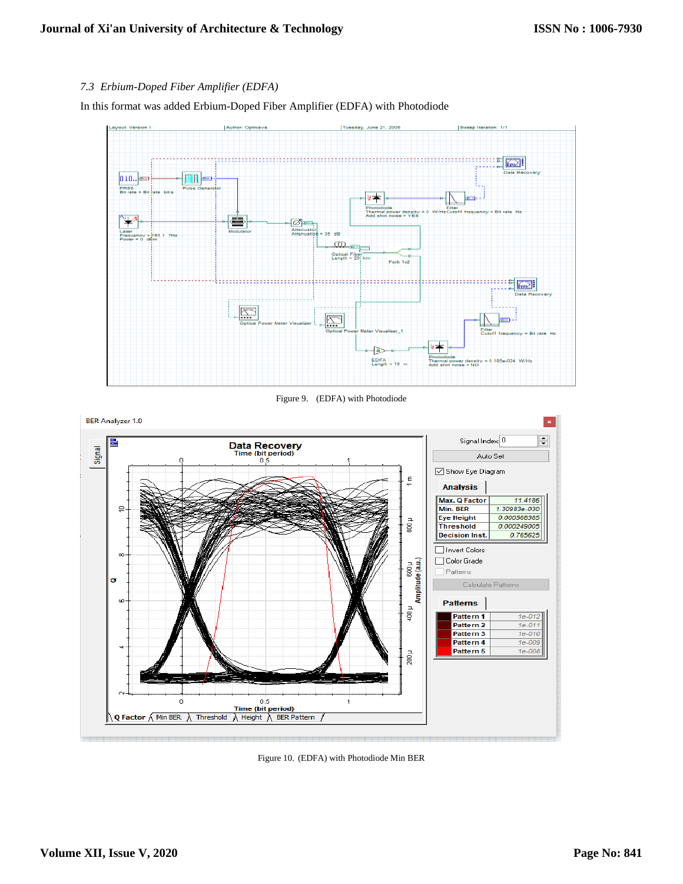*7.3 Erbium-Doped Fiber Amplifier (EDFA)*

In this format was added Erbium-Doped Fiber Amplifier (EDFA) with Photodiode

Figure 9. (EDFA) with Photodiode

Figure 10. (EDFA) with Photodiode Min BER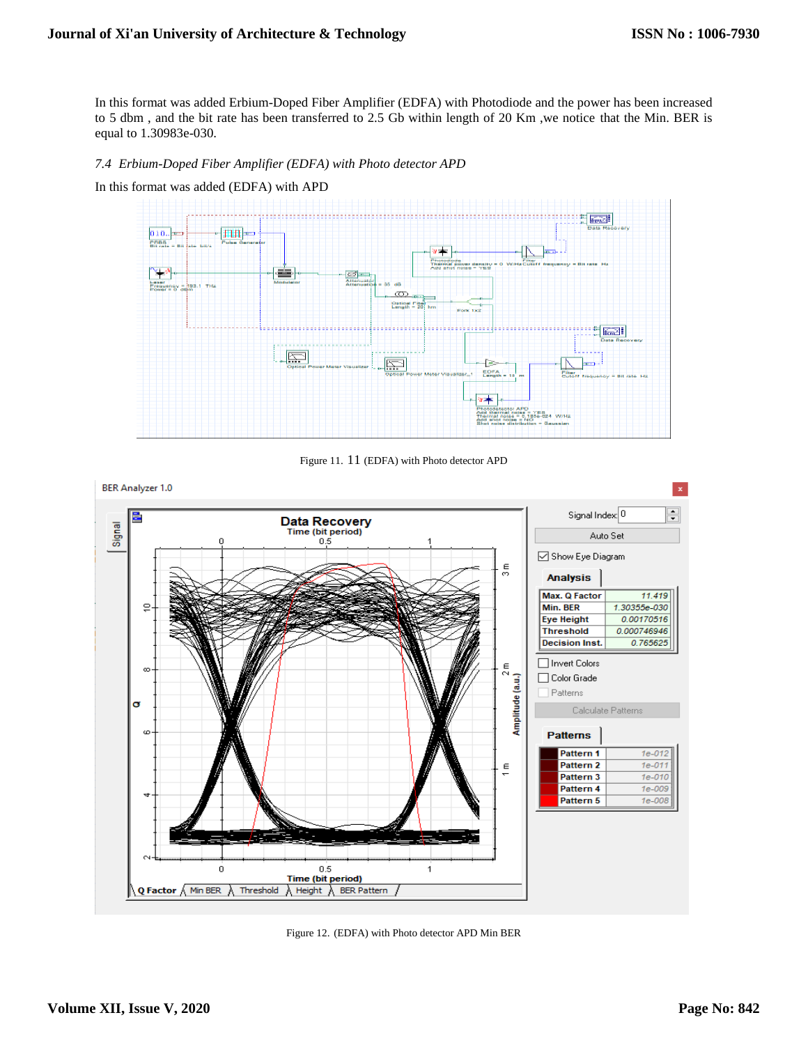In this format was added Erbium-Doped Fiber Amplifier (EDFA) with Photodiode and the power has been increased to 5 dbm , and the bit rate has been transferred to 2.5 Gb within length of 20 Km ,we notice that the Min. BER is equal to 1.30983e-030.

### *7.4 Erbium-Doped Fiber Amplifier (EDFA) with Photo detector APD*

In this format was added (EDFA) with APD

Figure 11. 11 (EDFA) with Photo detector APD

Figure 12. (EDFA) with Photo detector APD Min BER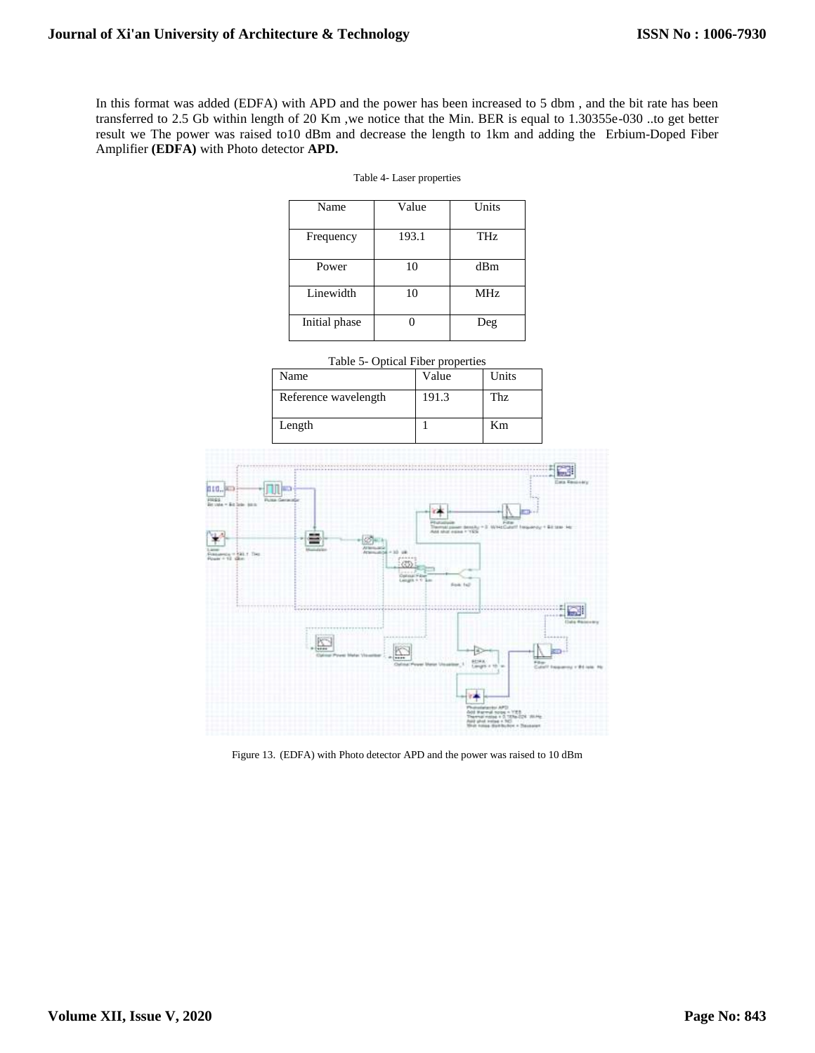In this format was added (EDFA) with APD and the power has been increased to 5 dbm , and the bit rate has been transferred to 2.5 Gb within length of 20 Km ,we notice that the Min. BER is equal to 1.30355e-030 ..to get better result we The power was raised to10 dBm and decrease the length to 1km and adding the Erbium-Doped Fiber Amplifier **(EDFA)** with Photo detector **APD.**

Table 4- Laser properties

| Name | Value | Units |
|---|---|---|
| Frequency | 193.1 | THz |
| Power | 10 | dBm |
| Linewidth | 10 | MHz |
| Initial phase | 0 | Deg |

Table 5- Optical Fiber properties

| Name | Value | Units |
|---|---|---|
| Reference wavelength | 191.3 | Thz |
| Length | 1 | Km |

Figure 13. (EDFA) with Photo detector APD and the power was raised to 10 dBm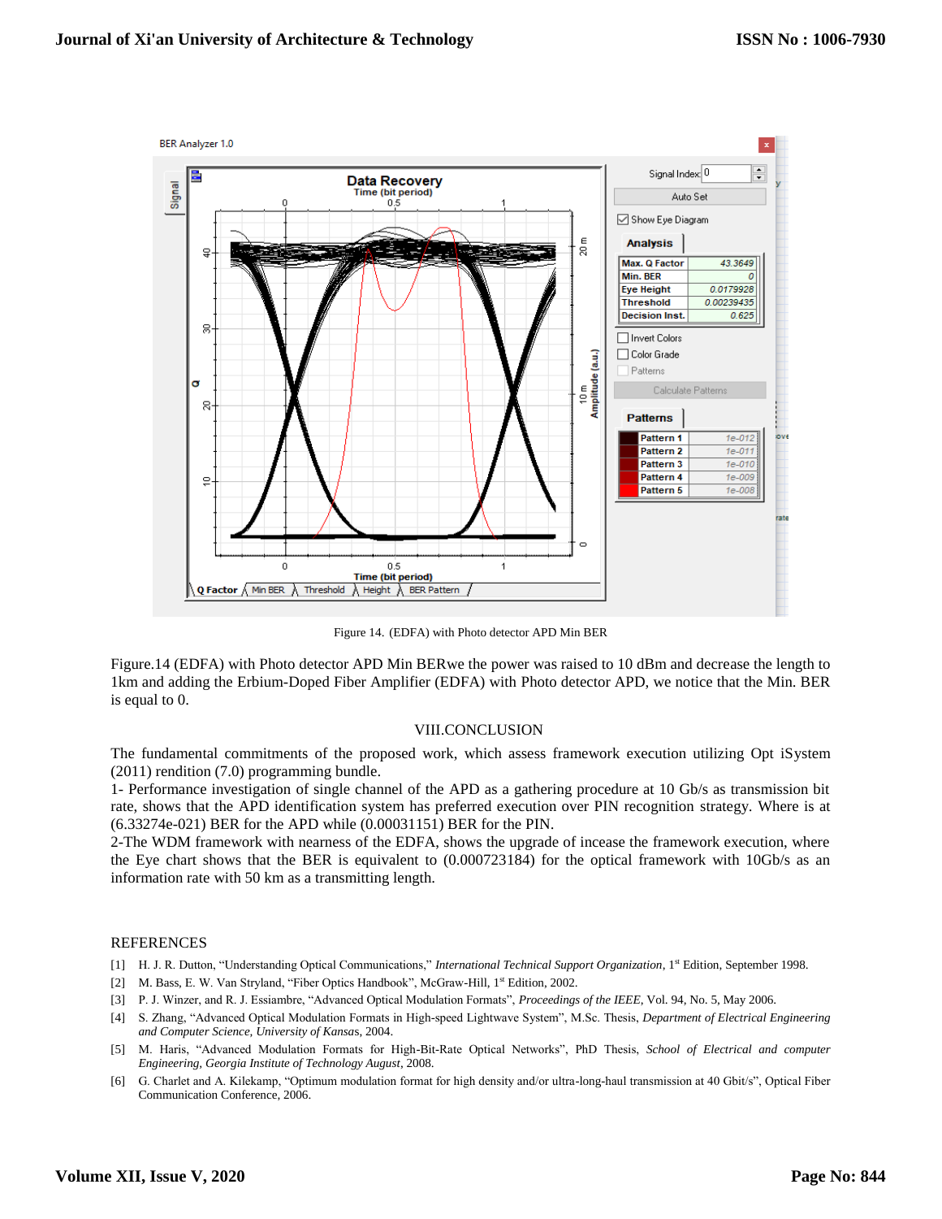Figure 14. (EDFA) with Photo detector APD Min BER

Figure.14 (EDFA) with Photo detector APD Min BERwe the power was raised to 10 dBm and decrease the length to 1km and adding the Erbium-Doped Fiber Amplifier (EDFA) with Photo detector APD, we notice that the Min. BER is equal to 0.

## VIII.CONCLUSION

The fundamental commitments of the proposed work, which assess framework execution utilizing Opt iSystem (2011) rendition (7.0) programming bundle.

1- Performance investigation of single channel of the APD as a gathering procedure at 10 Gb/s as transmission bit rate, shows that the APD identification system has preferred execution over PIN recognition strategy. Where is at (6.33274e-021) BER for the APD while (0.00031151) BER for the PIN.

2-The WDM framework with nearness of the EDFA, shows the upgrade of incease the framework execution, where the Eye chart shows that the BER is equivalent to (0.000723184) for the optical framework with 10Gb/s as an information rate with 50 km as a transmitting length.

## REFERENCES

[1] H. J. R. Dutton, "Understanding Optical Communications," *International Technical Support Organization*, 1st Edition, September 1998.

[2] M. Bass, E. W. Van Stryland, "Fiber Optics Handbook", McGraw-Hill, 1st Edition, 2002.

[3] P. J. Winzer, and R. J. Essiambre, "Advanced Optical Modulation Formats", *Proceedings of the IEEE*, Vol. 94, No. 5, May 2006.

[4] S. Zhang, "Advanced Optical Modulation Formats in High-speed Lightwave System", M.Sc. Thesis, *Department of Electrical Engineering and Computer Science, University of Kansa*s, 2004.

[5] M. Haris, "Advanced Modulation Formats for High-Bit-Rate Optical Networks", PhD Thesis, *School of Electrical and computer Engineering, Georgia Institute of Technology August*, 2008.

[6] G. Charlet and A. Kilekamp, "Optimum modulation format for high density and/or ultra-long-haul transmission at 40 Gbit/s", Optical Fiber Communication Conference, 2006.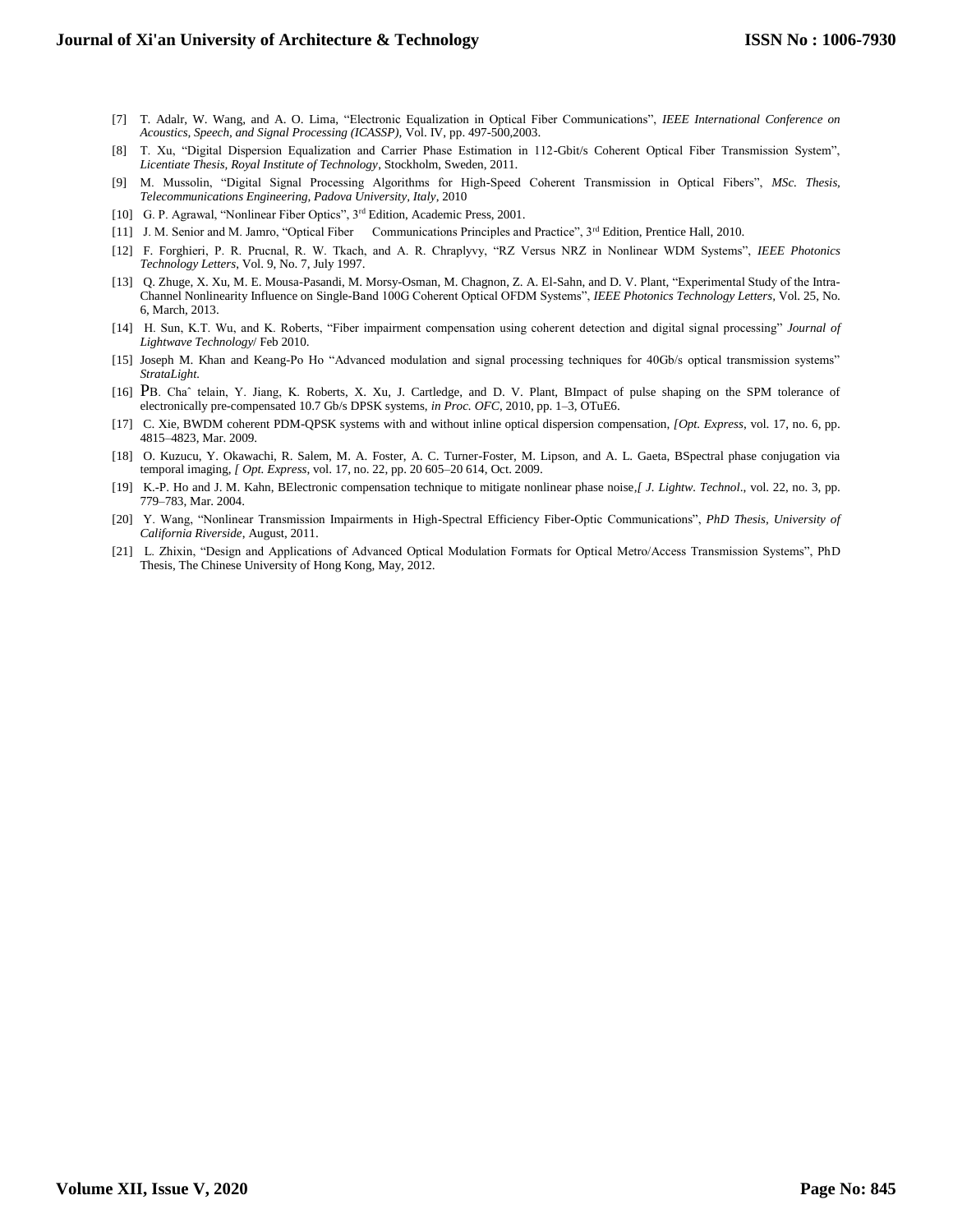[7] T. Adalr, W. Wang, and A. O. Lima, “Electronic Equalization in Optical Fiber Communications”, *IEEE International Conference on Acoustics, Speech, and Signal Processing (ICASSP)*, Vol. IV, pp. 497-500,2003.

[8] T. Xu, “Digital Dispersion Equalization and Carrier Phase Estimation in 112-Gbit/s Coherent Optical Fiber Transmission System”, *Licentiate Thesis, Royal Institute of Technology*, Stockholm, Sweden, 2011.

[9] M. Mussolin, “Digital Signal Processing Algorithms for High-Speed Coherent Transmission in Optical Fibers”, *MSc. Thesis, Telecommunications Engineering, Padova University, Italy*, 2010

[10] G. P. Agrawal, “Nonlinear Fiber Optics”, 3rd Edition, Academic Press, 2001.

[11] J. M. Senior and M. Jamro, “Optical Fiber Communications Principles and Practice”, 3rd Edition, Prentice Hall, 2010.

[12] F. Forghieri, P. R. Prucnal, R. W. Tkach, and A. R. Chraplyvy, “RZ Versus NRZ in Nonlinear WDM Systems”, *IEEE Photonics Technology Letters*, Vol. 9, No. 7, July 1997.

[13] Q. Zhuge, X. Xu, M. E. Mousa-Pasandi, M. Morsy-Osman, M. Chagnon, Z. A. El-Sahn, and D. V. Plant, “Experimental Study of the Intra-Channel Nonlinearity Influence on Single-Band 100G Coherent Optical OFDM Systems”, *IEEE Photonics Technology Letters*, Vol. 25, No. 6, March, 2013.

[14] H. Sun, K.T. Wu, and K. Roberts, “Fiber impairment compensation using coherent detection and digital signal processing” *Journal of Lightwave Technology*/ Feb 2010.

[15] Joseph M. Khan and Keang-Po Ho “Advanced modulation and signal processing techniques for 40Gb/s optical transmission systems” *StrataLight.*

[16] PB. Chaˆ telain, Y. Jiang, K. Roberts, X. Xu, J. Cartledge, and D. V. Plant, BImpact of pulse shaping on the SPM tolerance of electronically pre-compensated 10.7 Gb/s DPSK systems, *in Proc. OFC*, 2010, pp. 1–3, OTuE6.

[17] C. Xie, BWDM coherent PDM-QPSK systems with and without inline optical dispersion compensation, *[Opt. Express*, vol. 17, no. 6, pp. 4815–4823, Mar. 2009.

[18] O. Kuzucu, Y. Okawachi, R. Salem, M. A. Foster, A. C. Turner-Foster, M. Lipson, and A. L. Gaeta, BSpectral phase conjugation via temporal imaging, *[ Opt. Express*, vol. 17, no. 22, pp. 20 605–20 614, Oct. 2009.

[19] K.-P. Ho and J. M. Kahn, BElectronic compensation technique to mitigate nonlinear phase noise,*[ J. Lightw. Technol*., vol. 22, no. 3, pp. 779–783, Mar. 2004.

[20] Y. Wang, “Nonlinear Transmission Impairments in High-Spectral Efficiency Fiber-Optic Communications”, *PhD Thesis, University of California Riverside*, August, 2011.

[21] L. Zhixin, “Design and Applications of Advanced Optical Modulation Formats for Optical Metro/Access Transmission Systems”, PhD Thesis, The Chinese University of Hong Kong, May, 2012.